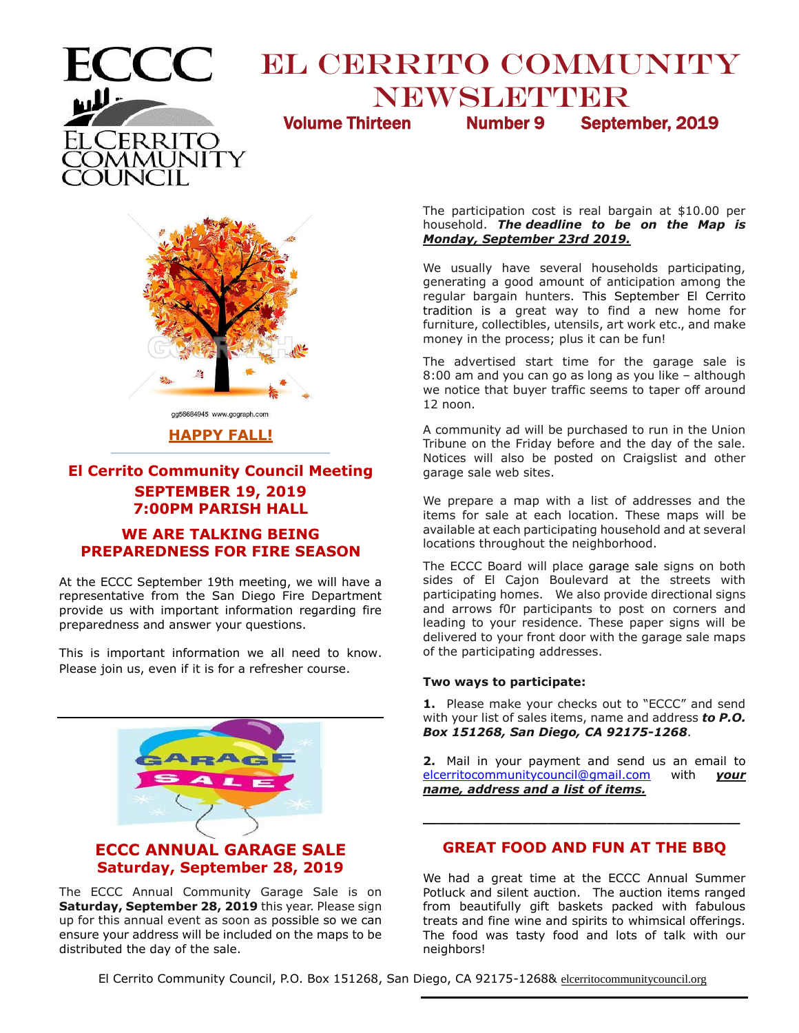# EL CERRITO COMMUNITY NEWSLETTER

**Volume Thirteen Number 9 September, 2019**

ECCC
EL CERRITO COMMUNITY COUNCIL

gg56684945 www.gograph.com

**HAPPY FALL!**

## El Cerrito Community Council Meeting

**SEPTEMBER 19, 2019**
**7:00PM PARISH HALL**

### WE ARE TALKING BEING PREPAREDNESS FOR FIRE SEASON

At the ECCC September 19th meeting, we will have a representative from the San Diego Fire Department provide us with important information regarding fire preparedness and answer your questions.

This is important information we all need to know. Please join us, even if it is for a refresher course.

## ECCC ANNUAL GARAGE SALE
**Saturday, September 28, 2019**

The ECCC Annual Community Garage Sale is on **Saturday, September 28, 2019** this year. Please sign up for this annual event as soon as possible so we can ensure your address will be included on the maps to be distributed the day of the sale.

The participation cost is real bargain at $10.00 per household. ***The deadline to be on the Map is <u>Monday, September 23rd 2019.</u>***

We usually have several households participating, generating a good amount of anticipation among the regular bargain hunters. This September El Cerrito tradition is a great way to find a new home for furniture, collectibles, utensils, art work etc., and make money in the process; plus it can be fun!

The advertised start time for the garage sale is 8:00 am and you can go as long as you like – although we notice that buyer traffic seems to taper off around 12 noon.

A community ad will be purchased to run in the Union Tribune on the Friday before and the day of the sale. Notices will also be posted on Craigslist and other garage sale web sites.

We prepare a map with a list of addresses and the items for sale at each location. These maps will be available at each participating household and at several locations throughout the neighborhood.

The ECCC Board will place garage sale signs on both sides of El Cajon Boulevard at the streets with participating homes. We also provide directional signs and arrows f0r participants to post on corners and leading to your residence. These paper signs will be delivered to your front door with the garage sale maps of the participating addresses.

**Two ways to participate:**

**1.** Please make your checks out to "ECCC" and send with your list of sales items, name and address ***to P.O. Box 151268, San Diego, CA 92175-1268***.

**2.** Mail in your payment and send us an email to elcerritocommunitycouncil@gmail.com with ***<u>your name, address and a list of items.</u>***

## GREAT FOOD AND FUN AT THE BBQ

We had a great time at the ECCC Annual Summer Potluck and silent auction. The auction items ranged from beautifully gift baskets packed with fabulous treats and fine wine and spirits to whimsical offerings. The food was tasty food and lots of talk with our neighbors!

El Cerrito Community Council, P.O. Box 151268, San Diego, CA 92175-1268& elcerritocommunitycouncil.org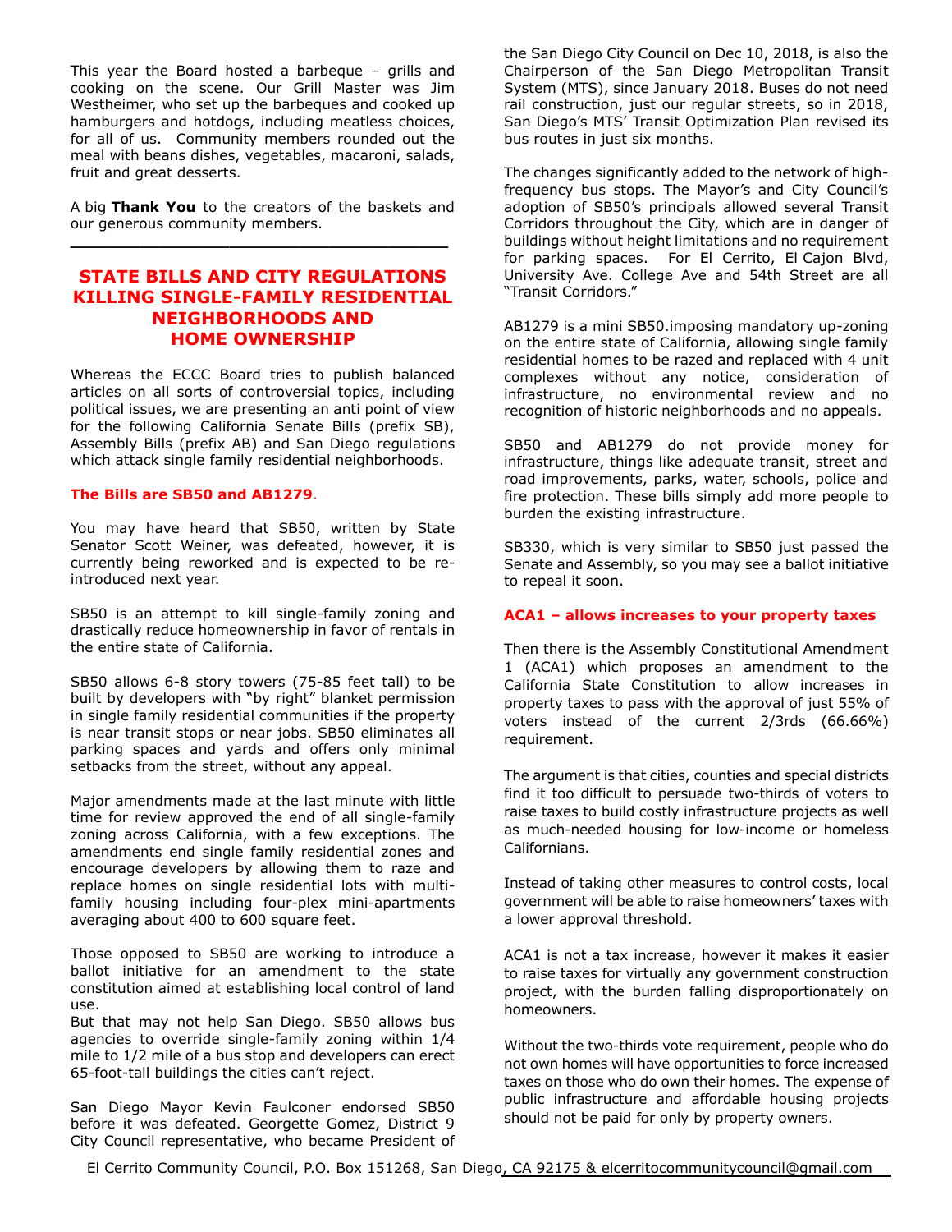This year the Board hosted a barbeque – grills and cooking on the scene. Our Grill Master was Jim Westheimer, who set up the barbeques and cooked up hamburgers and hotdogs, including meatless choices, for all of us. Community members rounded out the meal with beans dishes, vegetables, macaroni, salads, fruit and great desserts.

A big **Thank You** to the creators of the baskets and our generous community members.

---

## STATE BILLS AND CITY REGULATIONS KILLING SINGLE-FAMILY RESIDENTIAL NEIGHBORHOODS AND HOME OWNERSHIP

Whereas the ECCC Board tries to publish balanced articles on all sorts of controversial topics, including political issues, we are presenting an anti point of view for the following California Senate Bills (prefix SB), Assembly Bills (prefix AB) and San Diego regulations which attack single family residential neighborhoods.

**The Bills are SB50 and AB1279**.

You may have heard that SB50, written by State Senator Scott Weiner, was defeated, however, it is currently being reworked and is expected to be re-introduced next year.

SB50 is an attempt to kill single-family zoning and drastically reduce homeownership in favor of rentals in the entire state of California.

SB50 allows 6-8 story towers (75-85 feet tall) to be built by developers with "by right" blanket permission in single family residential communities if the property is near transit stops or near jobs. SB50 eliminates all parking spaces and yards and offers only minimal setbacks from the street, without any appeal.

Major amendments made at the last minute with little time for review approved the end of all single-family zoning across California, with a few exceptions. The amendments end single family residential zones and encourage developers by allowing them to raze and replace homes on single residential lots with multi-family housing including four-plex mini-apartments averaging about 400 to 600 square feet.

Those opposed to SB50 are working to introduce a ballot initiative for an amendment to the state constitution aimed at establishing local control of land use.
But that may not help San Diego. SB50 allows bus agencies to override single-family zoning within 1/4 mile to 1/2 mile of a bus stop and developers can erect 65-foot-tall buildings the cities can't reject.

San Diego Mayor Kevin Faulconer endorsed SB50 before it was defeated. Georgette Gomez, District 9 City Council representative, who became President of the San Diego City Council on Dec 10, 2018, is also the Chairperson of the San Diego Metropolitan Transit System (MTS), since January 2018. Buses do not need rail construction, just our regular streets, so in 2018, San Diego's MTS' Transit Optimization Plan revised its bus routes in just six months.

The changes significantly added to the network of high-frequency bus stops. The Mayor's and City Council's adoption of SB50's principals allowed several Transit Corridors throughout the City, which are in danger of buildings without height limitations and no requirement for parking spaces. For El Cerrito, El Cajon Blvd, University Ave. College Ave and 54th Street are all "Transit Corridors."

AB1279 is a mini SB50.imposing mandatory up-zoning on the entire state of California, allowing single family residential homes to be razed and replaced with 4 unit complexes without any notice, consideration of infrastructure, no environmental review and no recognition of historic neighborhoods and no appeals.

SB50 and AB1279 do not provide money for infrastructure, things like adequate transit, street and road improvements, parks, water, schools, police and fire protection. These bills simply add more people to burden the existing infrastructure.

SB330, which is very similar to SB50 just passed the Senate and Assembly, so you may see a ballot initiative to repeal it soon.

**ACA1 – allows increases to your property taxes**

Then there is the Assembly Constitutional Amendment 1 (ACA1) which proposes an amendment to the California State Constitution to allow increases in property taxes to pass with the approval of just 55% of voters instead of the current 2/3rds (66.66%) requirement.

The argument is that cities, counties and special districts find it too difficult to persuade two-thirds of voters to raise taxes to build costly infrastructure projects as well as much-needed housing for low-income or homeless Californians.

Instead of taking other measures to control costs, local government will be able to raise homeowners' taxes with a lower approval threshold.

ACA1 is not a tax increase, however it makes it easier to raise taxes for virtually any government construction project, with the burden falling disproportionately on homeowners.

Without the two-thirds vote requirement, people who do not own homes will have opportunities to force increased taxes on those who do own their homes. The expense of public infrastructure and affordable housing projects should not be paid for only by property owners.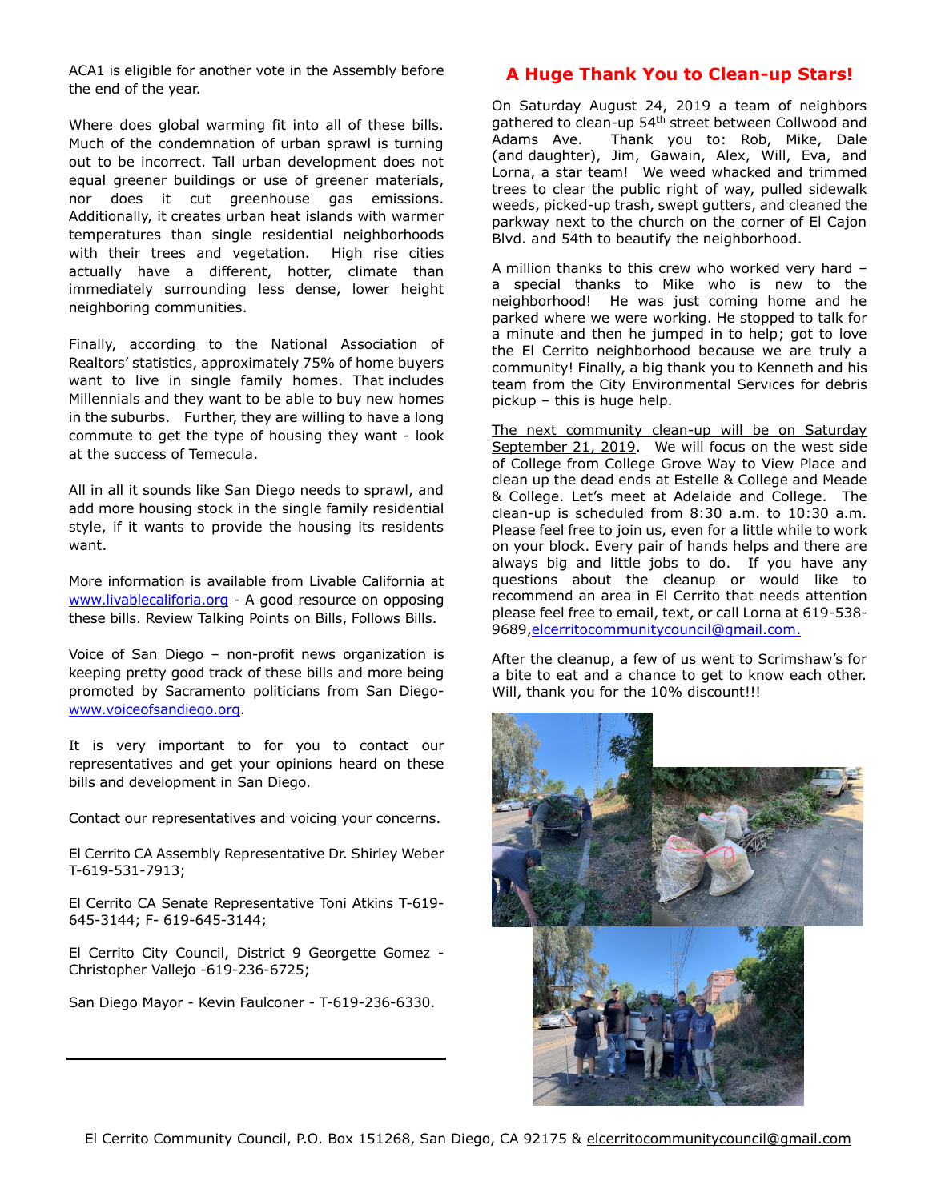ACA1 is eligible for another vote in the Assembly before the end of the year.

Where does global warming fit into all of these bills. Much of the condemnation of urban sprawl is turning out to be incorrect. Tall urban development does not equal greener buildings or use of greener materials, nor does it cut greenhouse gas emissions. Additionally, it creates urban heat islands with warmer temperatures than single residential neighborhoods with their trees and vegetation. High rise cities actually have a different, hotter, climate than immediately surrounding less dense, lower height neighboring communities.

Finally, according to the National Association of Realtors' statistics, approximately 75% of home buyers want to live in single family homes. That includes Millennials and they want to be able to buy new homes in the suburbs. Further, they are willing to have a long commute to get the type of housing they want - look at the success of Temecula.

All in all it sounds like San Diego needs to sprawl, and add more housing stock in the single family residential style, if it wants to provide the housing its residents want.

More information is available from Livable California at www.livablecaliforia.org - A good resource on opposing these bills. Review Talking Points on Bills, Follows Bills.

Voice of San Diego – non-profit news organization is keeping pretty good track of these bills and more being promoted by Sacramento politicians from San Diego- www.voiceofsandiego.org.

It is very important to for you to contact our representatives and get your opinions heard on these bills and development in San Diego.

Contact our representatives and voicing your concerns.

El Cerrito CA Assembly Representative Dr. Shirley Weber T-619-531-7913;

El Cerrito CA Senate Representative Toni Atkins T-619-645-3144; F- 619-645-3144;

El Cerrito City Council, District 9 Georgette Gomez - Christopher Vallejo -619-236-6725;

San Diego Mayor - Kevin Faulconer - T-619-236-6330.

---

## A Huge Thank You to Clean-up Stars!

On Saturday August 24, 2019 a team of neighbors gathered to clean-up 54th street between Collwood and Adams Ave. Thank you to: Rob, Mike, Dale (and daughter), Jim, Gawain, Alex, Will, Eva, and Lorna, a star team! We weed whacked and trimmed trees to clear the public right of way, pulled sidewalk weeds, picked-up trash, swept gutters, and cleaned the parkway next to the church on the corner of El Cajon Blvd. and 54th to beautify the neighborhood.

A million thanks to this crew who worked very hard – a special thanks to Mike who is new to the neighborhood! He was just coming home and he parked where we were working. He stopped to talk for a minute and then he jumped in to help; got to love the El Cerrito neighborhood because we are truly a community! Finally, a big thank you to Kenneth and his team from the City Environmental Services for debris pickup – this is huge help.

The next community clean-up will be on Saturday September 21, 2019. We will focus on the west side of College from College Grove Way to View Place and clean up the dead ends at Estelle & College and Meade & College. Let's meet at Adelaide and College. The clean-up is scheduled from 8:30 a.m. to 10:30 a.m. Please feel free to join us, even for a little while to work on your block. Every pair of hands helps and there are always big and little jobs to do. If you have any questions about the cleanup or would like to recommend an area in El Cerrito that needs attention please feel free to email, text, or call Lorna at 619-538-9689, elcerritocommunitycouncil@gmail.com.

After the cleanup, a few of us went to Scrimshaw's for a bite to eat and a chance to get to know each other. Will, thank you for the 10% discount!!!

El Cerrito Community Council, P.O. Box 151268, San Diego, CA 92175 & elcerritocommunitycouncil@gmail.com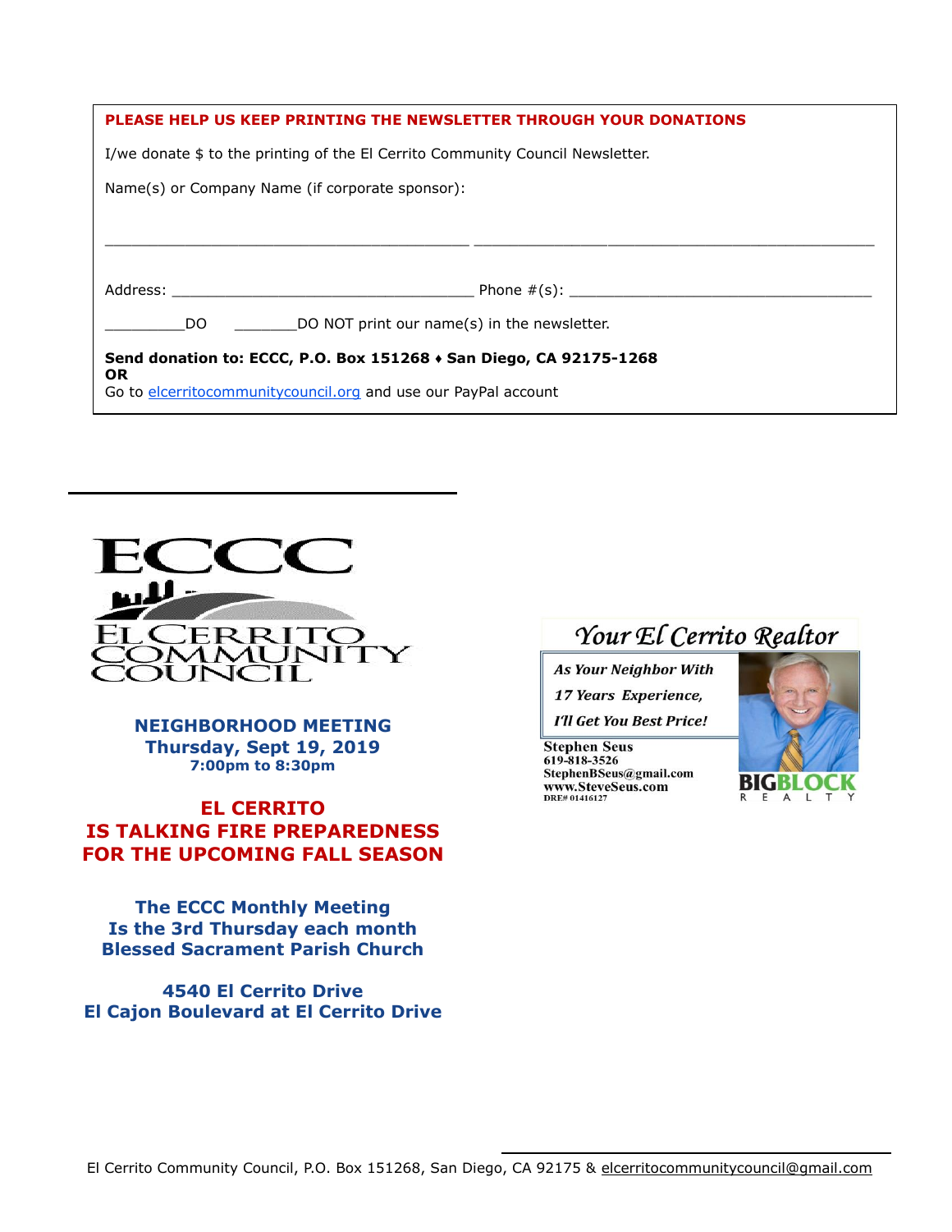**PLEASE HELP US KEEP PRINTING THE NEWSLETTER THROUGH YOUR DONATIONS**

I/we donate $ to the printing of the El Cerrito Community Council Newsletter.

Name(s) or Company Name (if corporate sponsor):

_________________________________________ _____________________________________________

Address: __________________________________ Phone #(s): __________________________________

_________DO _______DO NOT print our name(s) in the newsletter.

**Send donation to: ECCC, P.O. Box 151268 ♦ San Diego, CA 92175-1268**
**OR**
Go to elcerritocommunitycouncil.org and use our PayPal account

---

ECCC
EL CERRITO COMMUNITY COUNCIL

**NEIGHBORHOOD MEETING**
**Thursday, Sept 19, 2019**
**7:00pm to 8:30pm**

**EL CERRITO IS TALKING FIRE PREPAREDNESS FOR THE UPCOMING FALL SEASON**

**The ECCC Monthly Meeting Is the 3rd Thursday each month Blessed Sacrament Parish Church**

**4540 El Cerrito Drive**
**El Cajon Boulevard at El Cerrito Drive**

*Your El Cerrito Realtor*

*As Your Neighbor With 17 Years Experience, I'll Get You Best Price!*

Stephen Seus
619-818-3526
StephenBSeus@gmail.com
www.SteveSeus.com
DRE# 01416127

BIGBLOCK REALTY

El Cerrito Community Council, P.O. Box 151268, San Diego, CA 92175 & elcerritocommunitycouncil@gmail.com